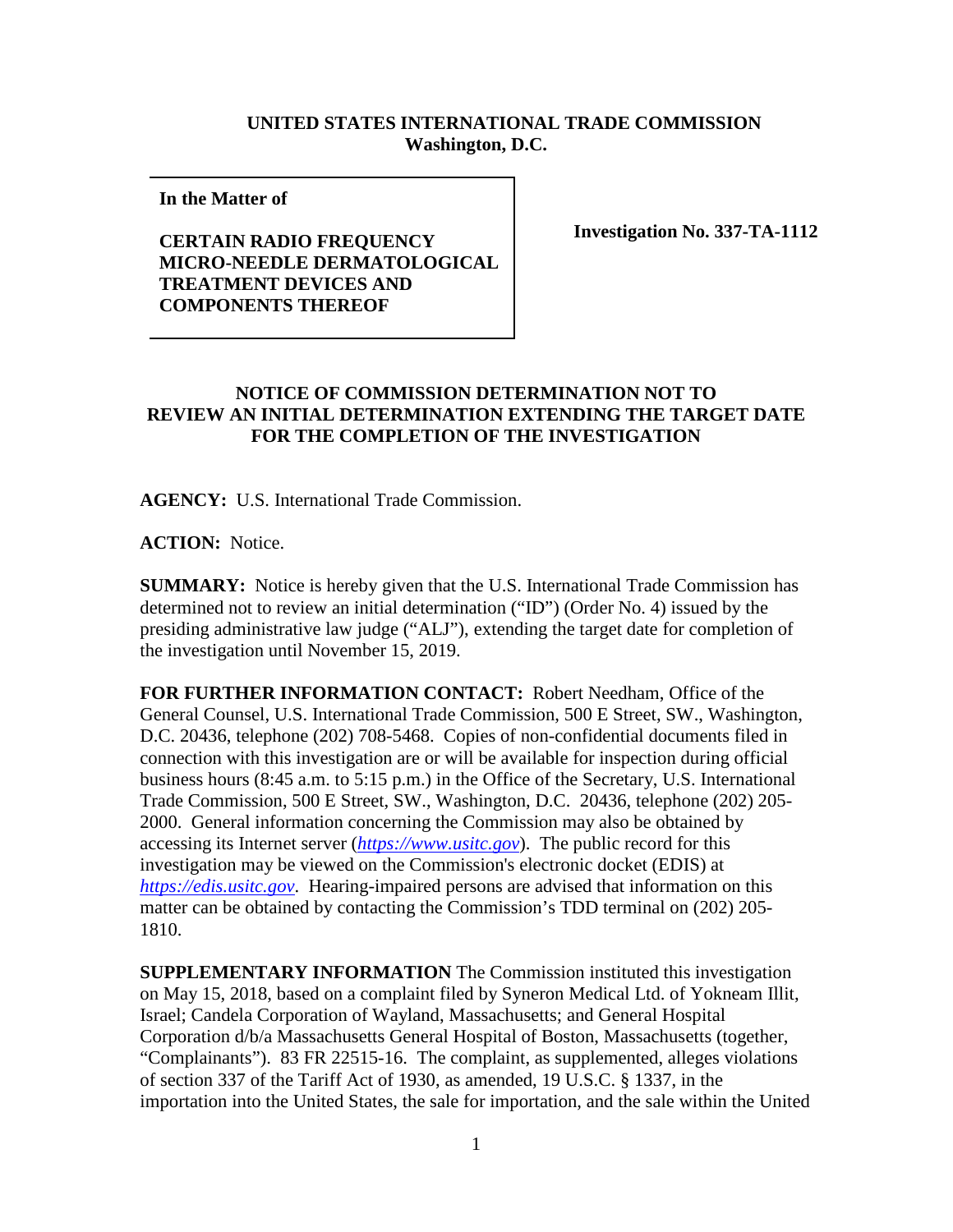**UNITED STATES INTERNATIONAL TRADE COMMISSION**
**Washington, D.C.**

| **In the Matter of**<br><br>**CERTAIN RADIO FREQUENCY MICRO-NEEDLE DERMATOLOGICAL TREATMENT DEVICES AND COMPONENTS THEREOF** | **Investigation No. 337-TA-1112** |
|---|---|

**NOTICE OF COMMISSION DETERMINATION NOT TO REVIEW AN INITIAL DETERMINATION EXTENDING THE TARGET DATE FOR THE COMPLETION OF THE INVESTIGATION**

**AGENCY:** U.S. International Trade Commission.

**ACTION:** Notice.

**SUMMARY:** Notice is hereby given that the U.S. International Trade Commission has determined not to review an initial determination ("ID") (Order No. 4) issued by the presiding administrative law judge ("ALJ"), extending the target date for completion of the investigation until November 15, 2019.

**FOR FURTHER INFORMATION CONTACT:** Robert Needham, Office of the General Counsel, U.S. International Trade Commission, 500 E Street, SW., Washington, D.C. 20436, telephone (202) 708-5468. Copies of non-confidential documents filed in connection with this investigation are or will be available for inspection during official business hours (8:45 a.m. to 5:15 p.m.) in the Office of the Secretary, U.S. International Trade Commission, 500 E Street, SW., Washington, D.C. 20436, telephone (202) 205-2000. General information concerning the Commission may also be obtained by accessing its Internet server (*https://www.usitc.gov*). The public record for this investigation may be viewed on the Commission's electronic docket (EDIS) at *https://edis.usitc.gov*. Hearing-impaired persons are advised that information on this matter can be obtained by contacting the Commission's TDD terminal on (202) 205-1810.

**SUPPLEMENTARY INFORMATION** The Commission instituted this investigation on May 15, 2018, based on a complaint filed by Syneron Medical Ltd. of Yokneam Illit, Israel; Candela Corporation of Wayland, Massachusetts; and General Hospital Corporation d/b/a Massachusetts General Hospital of Boston, Massachusetts (together, "Complainants"). 83 FR 22515-16. The complaint, as supplemented, alleges violations of section 337 of the Tariff Act of 1930, as amended, 19 U.S.C. § 1337, in the importation into the United States, the sale for importation, and the sale within the United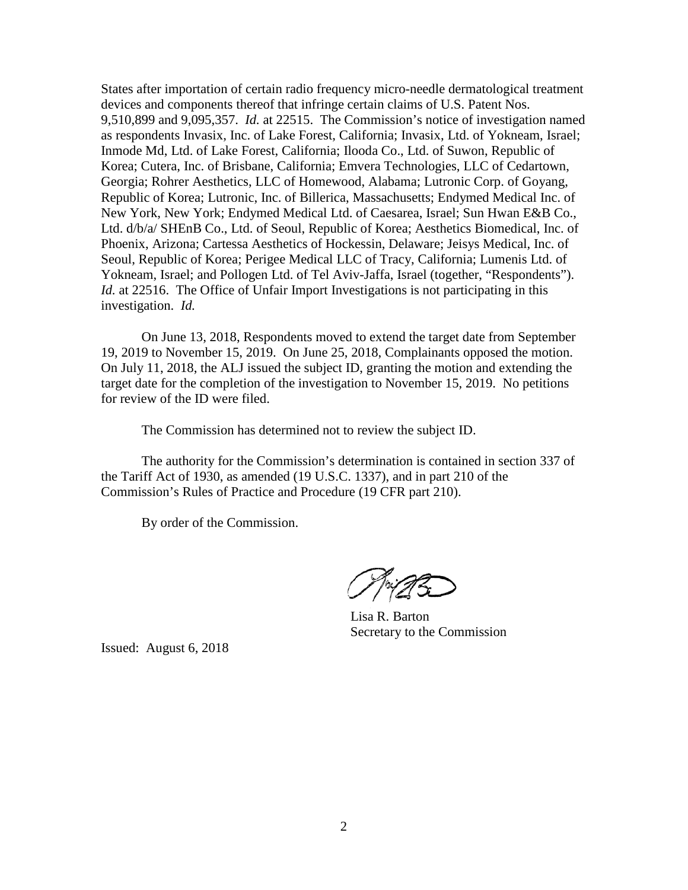States after importation of certain radio frequency micro-needle dermatological treatment devices and components thereof that infringe certain claims of U.S. Patent Nos. 9,510,899 and 9,095,357. *Id.* at 22515. The Commission's notice of investigation named as respondents Invasix, Inc. of Lake Forest, California; Invasix, Ltd. of Yokneam, Israel; Inmode Md, Ltd. of Lake Forest, California; Ilooda Co., Ltd. of Suwon, Republic of Korea; Cutera, Inc. of Brisbane, California; Emvera Technologies, LLC of Cedartown, Georgia; Rohrer Aesthetics, LLC of Homewood, Alabama; Lutronic Corp. of Goyang, Republic of Korea; Lutronic, Inc. of Billerica, Massachusetts; Endymed Medical Inc. of New York, New York; Endymed Medical Ltd. of Caesarea, Israel; Sun Hwan E&B Co., Ltd. d/b/a/ SHEnB Co., Ltd. of Seoul, Republic of Korea; Aesthetics Biomedical, Inc. of Phoenix, Arizona; Cartessa Aesthetics of Hockessin, Delaware; Jeisys Medical, Inc. of Seoul, Republic of Korea; Perigee Medical LLC of Tracy, California; Lumenis Ltd. of Yokneam, Israel; and Pollogen Ltd. of Tel Aviv-Jaffa, Israel (together, "Respondents"). *Id.* at 22516. The Office of Unfair Import Investigations is not participating in this investigation. *Id.*

On June 13, 2018, Respondents moved to extend the target date from September 19, 2019 to November 15, 2019. On June 25, 2018, Complainants opposed the motion. On July 11, 2018, the ALJ issued the subject ID, granting the motion and extending the target date for the completion of the investigation to November 15, 2019. No petitions for review of the ID were filed.

The Commission has determined not to review the subject ID.

The authority for the Commission's determination is contained in section 337 of the Tariff Act of 1930, as amended (19 U.S.C. 1337), and in part 210 of the Commission's Rules of Practice and Procedure (19 CFR part 210).

By order of the Commission.

Lisa R. Barton
Secretary to the Commission

Issued: August 6, 2018